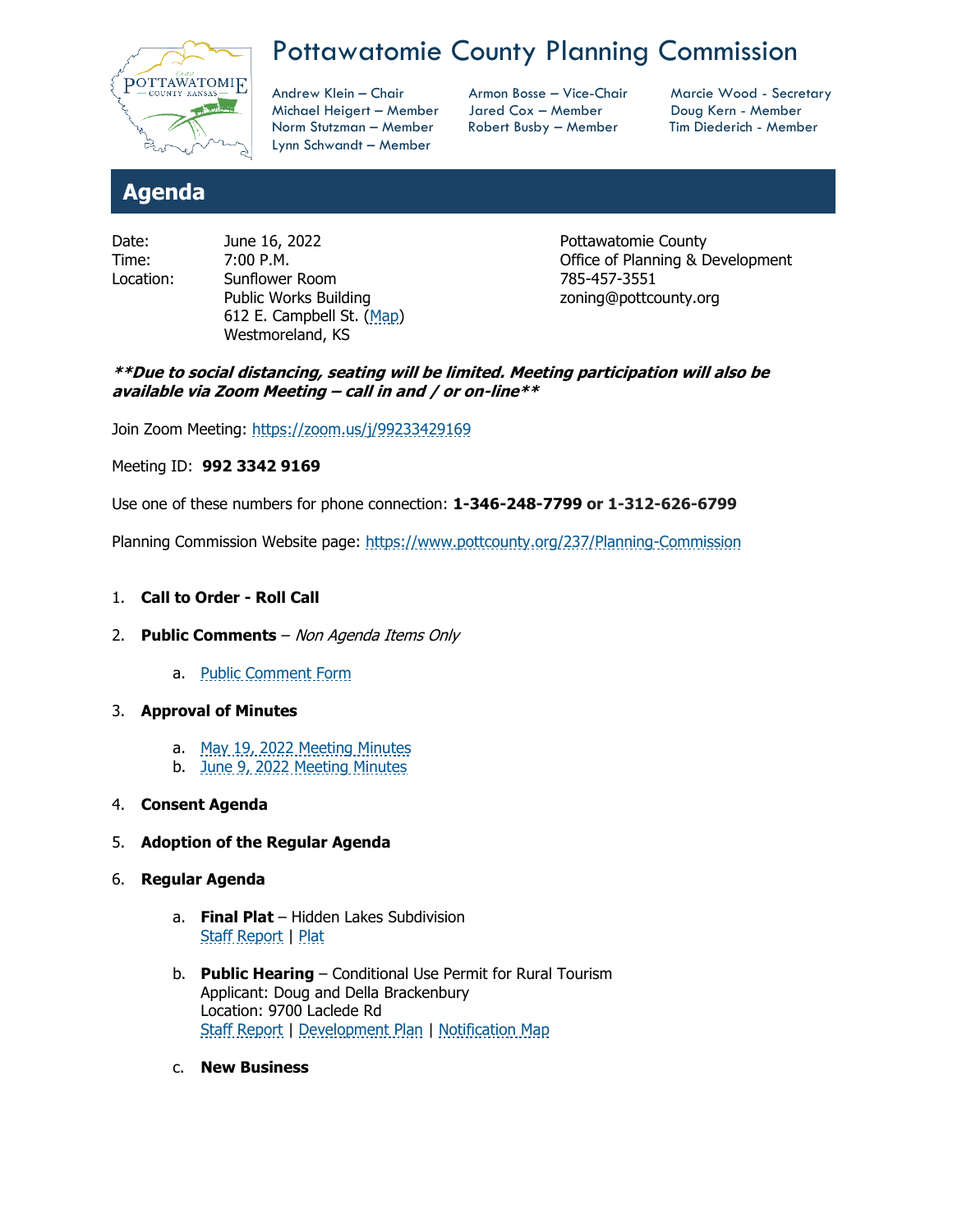# Pottawatomie County Planning Commission

Andrew Klein – Chair
Armon Bosse – Vice-Chair
Marcie Wood - Secretary
Michael Heigert – Member
Jared Cox – Member
Doug Kern - Member
Norm Stutzman – Member
Robert Busby – Member
Tim Diederich - Member
Lynn Schwandt – Member

## Agenda

Date: June 16, 2022
Time: 7:00 P.M.
Location: Sunflower Room
Public Works Building
612 E. Campbell St. (Map)
Westmoreland, KS

Pottawatomie County
Office of Planning & Development
785-457-3551
zoning@pottcounty.org

***\*\*Due to social distancing, seating will be limited. Meeting participation will also be available via Zoom Meeting – call in and / or on-line\*\****

Join Zoom Meeting: https://zoom.us/j/99233429169

Meeting ID: **992 3342 9169**

Use one of these numbers for phone connection: **1-346-248-7799 or 1-312-626-6799**

Planning Commission Website page: https://www.pottcounty.org/237/Planning-Commission

1. **Call to Order - Roll Call**
2. **Public Comments** – *Non Agenda Items Only*
   a. Public Comment Form
3. **Approval of Minutes**
   a. May 19, 2022 Meeting Minutes
   b. June 9, 2022 Meeting Minutes
4. **Consent Agenda**
5. **Adoption of the Regular Agenda**
6. **Regular Agenda**
   a. **Final Plat** – Hidden Lakes Subdivision
      Staff Report | Plat
   b. **Public Hearing** – Conditional Use Permit for Rural Tourism
      Applicant: Doug and Della Brackenbury
      Location: 9700 Laclede Rd
      Staff Report | Development Plan | Notification Map
   c. **New Business**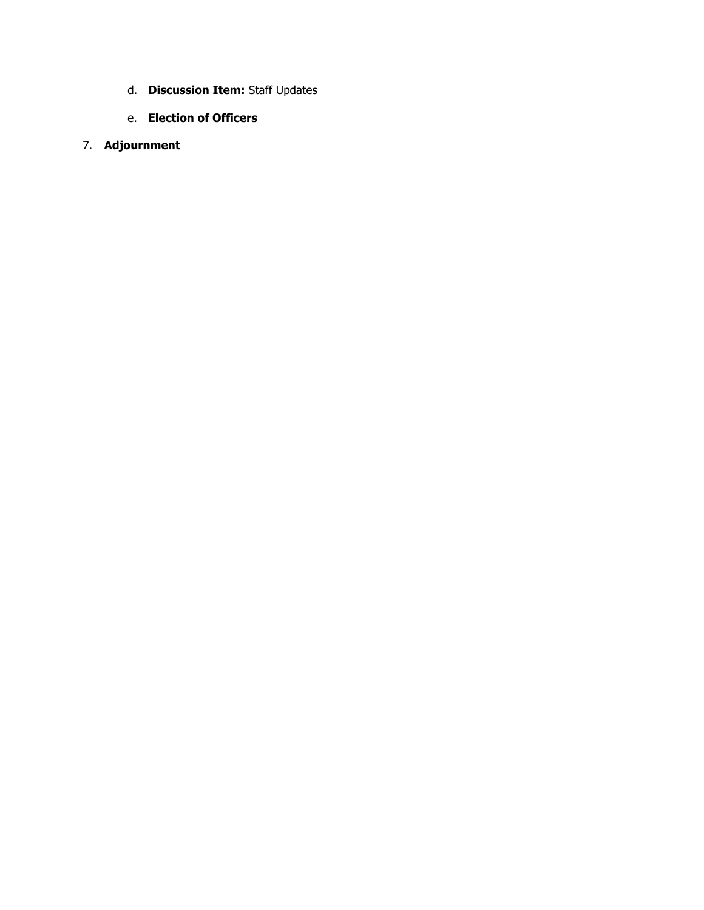d. **Discussion Item:** Staff Updates

   e. **Election of Officers**

7. **Adjournment**